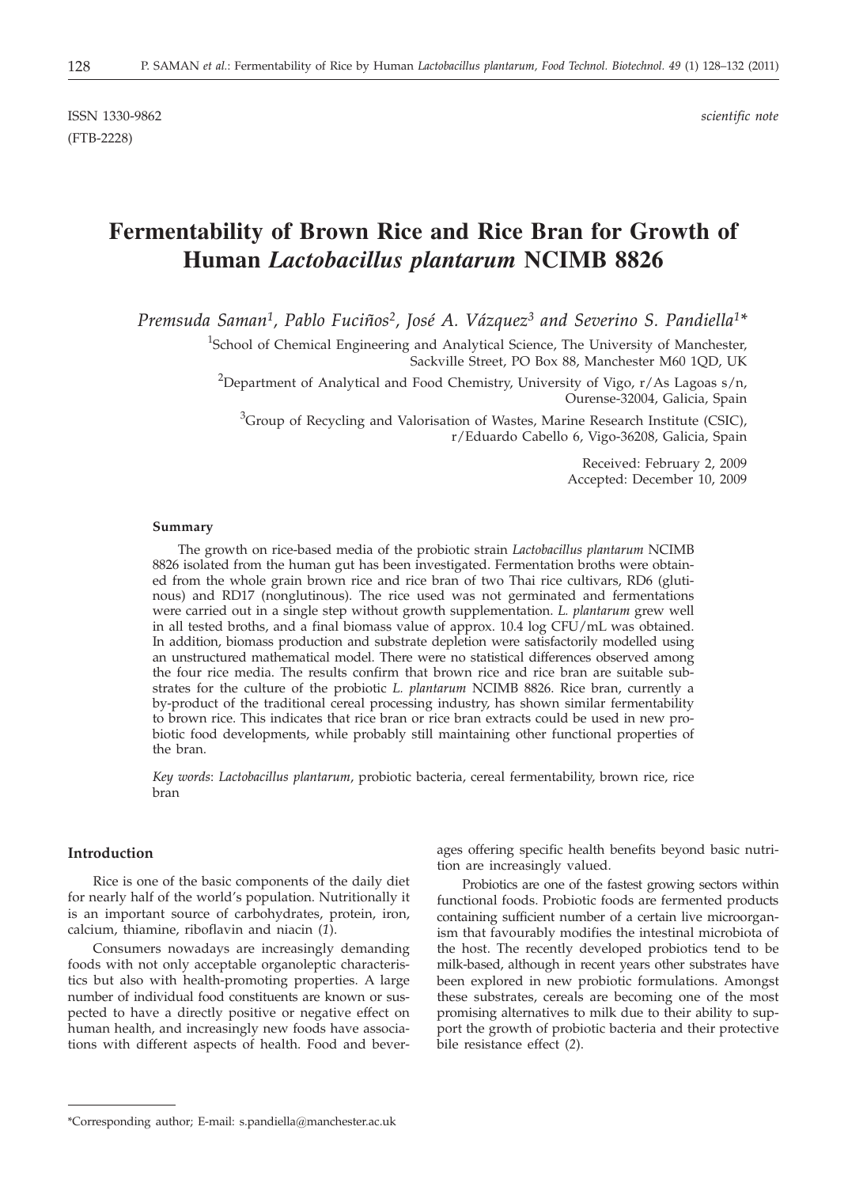ISSN 1330-9862 *scientific note*

(FTB-2228)

# Fermentability of Brown Rice and Rice Bran for Growth of Human *Lactobacillus plantarum* NCIMB 8826

*Premsuda Saman[1], Pablo Fuciños[2], José A. Vázquez[3] and Severino S. Pandiella[1]**

[1]School of Chemical Engineering and Analytical Science, The University of Manchester, Sackville Street, PO Box 88, Manchester M60 1QD, UK

[2]Department of Analytical and Food Chemistry, University of Vigo, r/As Lagoas s/n, Ourense-32004, Galicia, Spain

[3]Group of Recycling and Valorisation of Wastes, Marine Research Institute (CSIC), r/Eduardo Cabello 6, Vigo-36208, Galicia, Spain

Received: February 2, 2009

Accepted: December 10, 2009

### Summary

The growth on rice-based media of the probiotic strain *Lactobacillus plantarum* NCIMB 8826 isolated from the human gut has been investigated. Fermentation broths were obtained from the whole grain brown rice and rice bran of two Thai rice cultivars, RD6 (glutinous) and RD17 (nonglutinous). The rice used was not germinated and fermentations were carried out in a single step without growth supplementation. *L. plantarum* grew well in all tested broths, and a final biomass value of approx. 10.4 log CFU/mL was obtained. In addition, biomass production and substrate depletion were satisfactorily modelled using an unstructured mathematical model. There were no statistical differences observed among the four rice media. The results confirm that brown rice and rice bran are suitable substrates for the culture of the probiotic *L. plantarum* NCIMB 8826. Rice bran, currently a by-product of the traditional cereal processing industry, has shown similar fermentability to brown rice. This indicates that rice bran or rice bran extracts could be used in new probiotic food developments, while probably still maintaining other functional properties of the bran.

*Key words*: *Lactobacillus plantarum*, probiotic bacteria, cereal fermentability, brown rice, rice bran

## Introduction

Rice is one of the basic components of the daily diet for nearly half of the world's population. Nutritionally it is an important source of carbohydrates, protein, iron, calcium, thiamine, riboflavin and niacin (*1*).

Consumers nowadays are increasingly demanding foods with not only acceptable organoleptic characteristics but also with health-promoting properties. A large number of individual food constituents are known or suspected to have a directly positive or negative effect on human health, and increasingly new foods have associations with different aspects of health. Food and beverages offering specific health benefits beyond basic nutrition are increasingly valued.

Probiotics are one of the fastest growing sectors within functional foods. Probiotic foods are fermented products containing sufficient number of a certain live microorganism that favourably modifies the intestinal microbiota of the host. The recently developed probiotics tend to be milk-based, although in recent years other substrates have been explored in new probiotic formulations. Amongst these substrates, cereals are becoming one of the most promising alternatives to milk due to their ability to support the growth of probiotic bacteria and their protective bile resistance effect (*2*).

*Corresponding author; E-mail: s.pandiella@manchester.ac.uk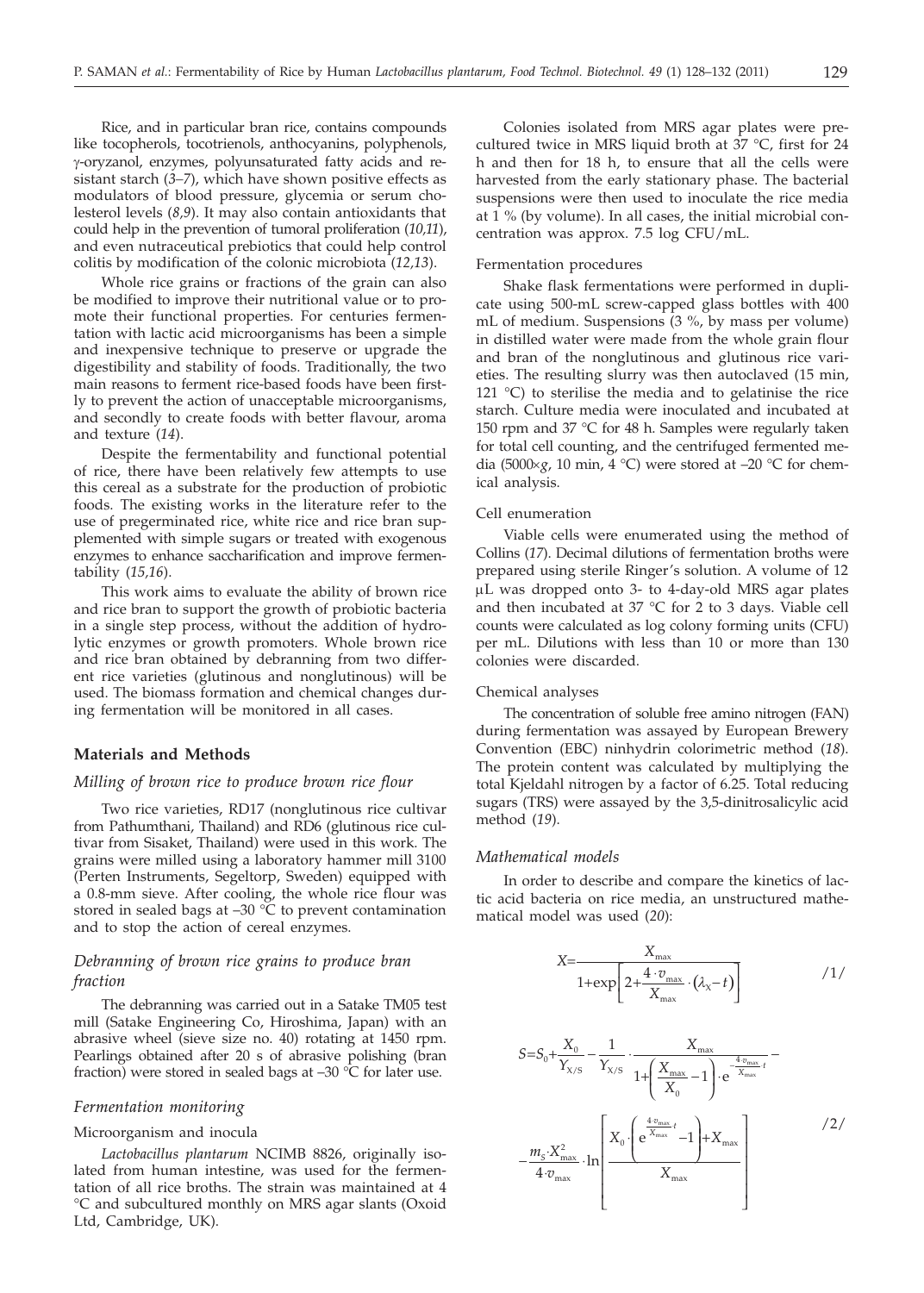Rice, and in particular bran rice, contains compounds like tocopherols, tocotrienols, anthocyanins, polyphenols, γ-oryzanol, enzymes, polyunsaturated fatty acids and resistant starch (*3–7*), which have shown positive effects as modulators of blood pressure, glycemia or serum cholesterol levels (*8,9*). It may also contain antioxidants that could help in the prevention of tumoral proliferation (*10,11*), and even nutraceutical prebiotics that could help control colitis by modification of the colonic microbiota (*12,13*).

Whole rice grains or fractions of the grain can also be modified to improve their nutritional value or to promote their functional properties. For centuries fermentation with lactic acid microorganisms has been a simple and inexpensive technique to preserve or upgrade the digestibility and stability of foods. Traditionally, the two main reasons to ferment rice-based foods have been firstly to prevent the action of unacceptable microorganisms, and secondly to create foods with better flavour, aroma and texture (*14*).

Despite the fermentability and functional potential of rice, there have been relatively few attempts to use this cereal as a substrate for the production of probiotic foods. The existing works in the literature refer to the use of pregerminated rice, white rice and rice bran supplemented with simple sugars or treated with exogenous enzymes to enhance saccharification and improve fermentability (*15,16*).

This work aims to evaluate the ability of brown rice and rice bran to support the growth of probiotic bacteria in a single step process, without the addition of hydrolytic enzymes or growth promoters. Whole brown rice and rice bran obtained by debranning from two different rice varieties (glutinous and nonglutinous) will be used. The biomass formation and chemical changes during fermentation will be monitored in all cases.

## Materials and Methods

### *Milling of brown rice to produce brown rice flour*

Two rice varieties, RD17 (nonglutinous rice cultivar from Pathumthani, Thailand) and RD6 (glutinous rice cultivar from Sisaket, Thailand) were used in this work. The grains were milled using a laboratory hammer mill 3100 (Perten Instruments, Segeltorp, Sweden) equipped with a 0.8-mm sieve. After cooling, the whole rice flour was stored in sealed bags at –30 °C to prevent contamination and to stop the action of cereal enzymes.

### *Debranning of brown rice grains to produce bran fraction*

The debranning was carried out in a Satake TM05 test mill (Satake Engineering Co, Hiroshima, Japan) with an abrasive wheel (sieve size no. 40) rotating at 1450 rpm. Pearlings obtained after 20 s of abrasive polishing (bran fraction) were stored in sealed bags at –30 °C for later use.

### *Fermentation monitoring*

#### Microorganism and inocula

*Lactobacillus plantarum* NCIMB 8826, originally isolated from human intestine, was used for the fermentation of all rice broths. The strain was maintained at 4 °C and subcultured monthly on MRS agar slants (Oxoid Ltd, Cambridge, UK).

Colonies isolated from MRS agar plates were precultured twice in MRS liquid broth at 37 °C, first for 24 h and then for 18 h, to ensure that all the cells were harvested from the early stationary phase. The bacterial suspensions were then used to inoculate the rice media at 1 % (by volume). In all cases, the initial microbial concentration was approx. 7.5 log CFU/mL.

#### Fermentation procedures

Shake flask fermentations were performed in duplicate using 500-mL screw-capped glass bottles with 400 mL of medium. Suspensions (3 %, by mass per volume) in distilled water were made from the whole grain flour and bran of the nonglutinous and glutinous rice varieties. The resulting slurry was then autoclaved (15 min, 121 °C) to sterilise the media and to gelatinise the rice starch. Culture media were inoculated and incubated at 150 rpm and 37 °C for 48 h. Samples were regularly taken for total cell counting, and the centrifuged fermented media (5000×*g*, 10 min, 4 °C) were stored at –20 °C for chemical analysis.

#### Cell enumeration

Viable cells were enumerated using the method of Collins (*17*). Decimal dilutions of fermentation broths were prepared using sterile Ringer's solution. A volume of 12 μL was dropped onto 3- to 4-day-old MRS agar plates and then incubated at 37 °C for 2 to 3 days. Viable cell counts were calculated as log colony forming units (CFU) per mL. Dilutions with less than 10 or more than 130 colonies were discarded.

#### Chemical analyses

The concentration of soluble free amino nitrogen (FAN) during fermentation was assayed by European Brewery Convention (EBC) ninhydrin colorimetric method (*18*). The protein content was calculated by multiplying the total Kjeldahl nitrogen by a factor of 6.25. Total reducing sugars (TRS) were assayed by the 3,5-dinitrosalicylic acid method (*19*).

### *Mathematical models*

In order to describe and compare the kinetics of lactic acid bacteria on rice media, an unstructured mathematical model was used (*20*):

$$X=\frac{X_{\max}}{1+\exp\left[2+\frac{4\cdot v_{\max}}{X_{\max}}\cdot\left(\lambda_X-t\right)\right]} \qquad /1/$$

$$S=S_0+\frac{X_0}{Y_{X/S}}-\frac{1}{Y_{X/S}}\cdot\frac{X_{\max}}{1+\left(\frac{X_{\max}}{X_0}-1\right)\cdot e^{-\frac{4\cdot v_{\max}}{X_{\max}}\cdot t}}-\frac{m_S\cdot X_{\max}^2}{4\cdot v_{\max}}\cdot\ln\left[\frac{X_0\cdot\left(e^{\frac{4\cdot v_{\max}}{X_{\max}}\cdot t}-1\right)+X_{\max}}{X_{\max}}\right] \qquad /2/$$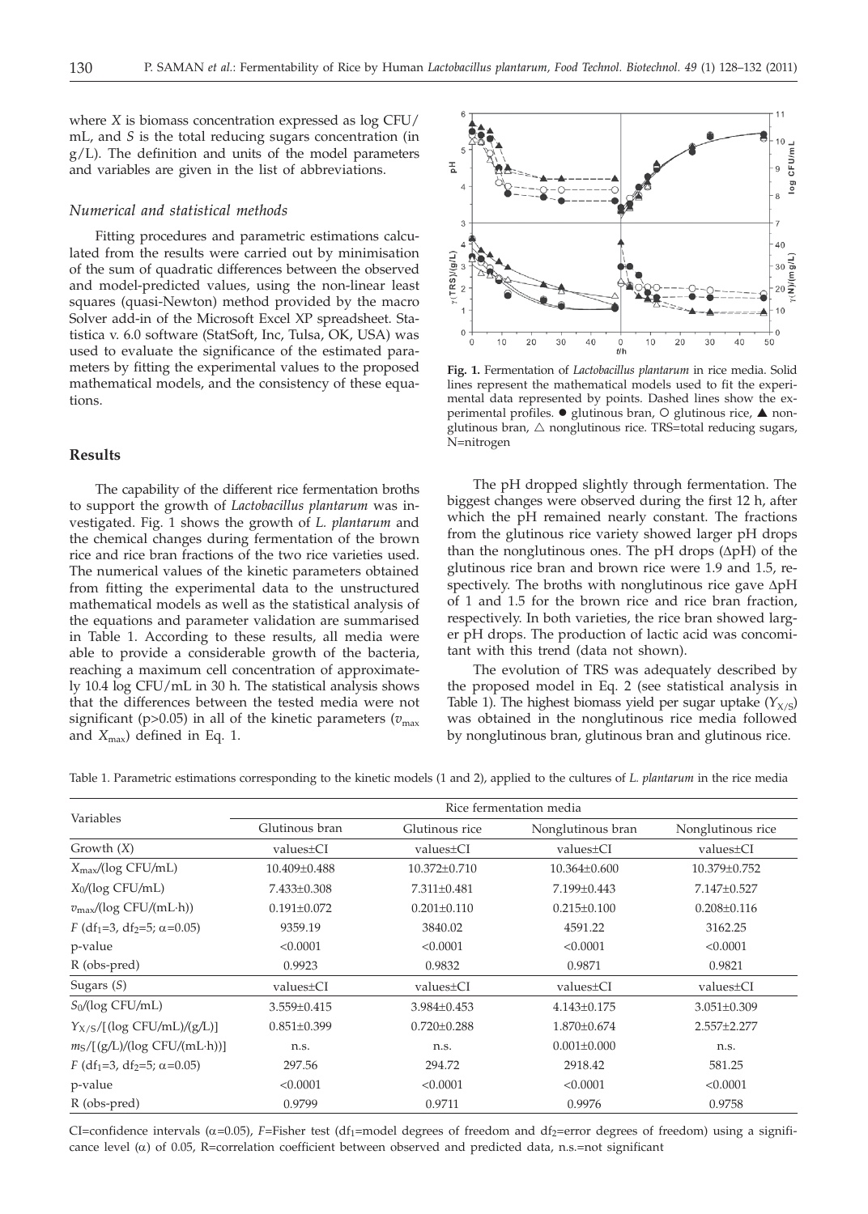where *X* is biomass concentration expressed as log CFU/mL, and *S* is the total reducing sugars concentration (in g/L). The definition and units of the model parameters and variables are given in the list of abbreviations.

### *Numerical and statistical methods*

Fitting procedures and parametric estimations calculated from the results were carried out by minimisation of the sum of quadratic differences between the observed and model-predicted values, using the non-linear least squares (quasi-Newton) method provided by the macro Solver add-in of the Microsoft Excel XP spreadsheet. Statistica v. 6.0 software (StatSoft, Inc, Tulsa, OK, USA) was used to evaluate the significance of the estimated parameters by fitting the experimental values to the proposed mathematical models, and the consistency of these equations.

## Results

The capability of the different rice fermentation broths to support the growth of *Lactobacillus plantarum* was investigated. Fig. 1 shows the growth of *L. plantarum* and the chemical changes during fermentation of the brown rice and rice bran fractions of the two rice varieties used. The numerical values of the kinetic parameters obtained from fitting the experimental data to the unstructured mathematical models as well as the statistical analysis of the equations and parameter validation are summarised in Table 1. According to these results, all media were able to provide a considerable growth of the bacteria, reaching a maximum cell concentration of approximately 10.4 log CFU/mL in 30 h. The statistical analysis shows that the differences between the tested media were not significant (p>0.05) in all of the kinetic parameters ($v_{max}$ and $X_{max}$) defined in Eq. 1.

**Fig. 1.** Fermentation of *Lactobacillus plantarum* in rice media. Solid lines represent the mathematical models used to fit the experimental data represented by points. Dashed lines show the experimental profiles. ● glutinous bran, ○ glutinous rice, ▲ nonglutinous bran, △ nonglutinous rice. TRS=total reducing sugars, N=nitrogen

The pH dropped slightly through fermentation. The biggest changes were observed during the first 12 h, after which the pH remained nearly constant. The fractions from the glutinous rice variety showed larger pH drops than the nonglutinous ones. The pH drops (ΔpH) of the glutinous rice bran and brown rice were 1.9 and 1.5, respectively. The broths with nonglutinous rice gave ΔpH of 1 and 1.5 for the brown rice and rice bran fraction, respectively. In both varieties, the rice bran showed larger pH drops. The production of lactic acid was concomitant with this trend (data not shown).

The evolution of TRS was adequately described by the proposed model in Eq. 2 (see statistical analysis in Table 1). The highest biomass yield per sugar uptake ($Y_{X/S}$) was obtained in the nonglutinous rice media followed by nonglutinous bran, glutinous bran and glutinous rice.

Table 1. Parametric estimations corresponding to the kinetic models (1 and 2), applied to the cultures of *L. plantarum* in the rice media

| Variables | Rice fermentation media | | | |
|---|---|---|---|---|
| | Glutinous bran | Glutinous rice | Nonglutinous bran | Nonglutinous rice |
| Growth (*X*) | values±CI | values±CI | values±CI | values±CI |
| $X_{max}$/(log CFU/mL) | 10.409±0.488 | 10.372±0.710 | 10.364±0.600 | 10.379±0.752 |
| $X_0$/(log CFU/mL) | 7.433±0.308 | 7.311±0.481 | 7.199±0.443 | 7.147±0.527 |
| $v_{max}$/(log CFU/(mL·h)) | 0.191±0.072 | 0.201±0.110 | 0.215±0.100 | 0.208±0.116 |
| *F* ($df_1$=3, $df_2$=5; α=0.05) | 9359.19 | 3840.02 | 4591.22 | 3162.25 |
| p-value | <0.0001 | <0.0001 | <0.0001 | <0.0001 |
| R (obs-pred) | 0.9923 | 0.9832 | 0.9871 | 0.9821 |
| Sugars (*S*) | values±CI | values±CI | values±CI | values±CI |
| $S_0$/(log CFU/mL) | 3.559±0.415 | 3.984±0.453 | 4.143±0.175 | 3.051±0.309 |
| $Y_{X/S}$/[(log CFU/mL)/(g/L)] | 0.851±0.399 | 0.720±0.288 | 1.870±0.674 | 2.557±2.277 |
| $m_S$/[(g/L)/(log CFU/(mL·h))] | n.s. | n.s. | 0.001±0.000 | n.s. |
| *F* ($df_1$=3, $df_2$=5; α=0.05) | 297.56 | 294.72 | 2918.42 | 581.25 |
| p-value | <0.0001 | <0.0001 | <0.0001 | <0.0001 |
| R (obs-pred) | 0.9799 | 0.9711 | 0.9976 | 0.9758 |

CI=confidence intervals (α=0.05), *F*=Fisher test ($df_1$=model degrees of freedom and $df_2$=error degrees of freedom) using a significance level (α) of 0.05, R=correlation coefficient between observed and predicted data, n.s.=not significant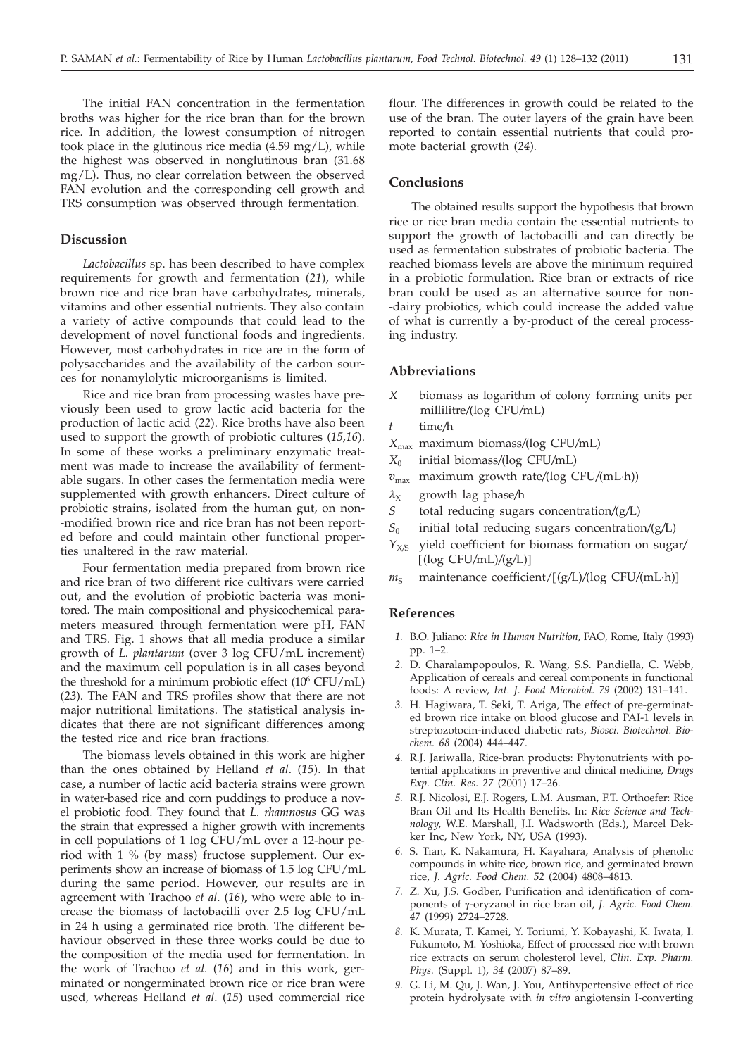The initial FAN concentration in the fermentation broths was higher for the rice bran than for the brown rice. In addition, the lowest consumption of nitrogen took place in the glutinous rice media (4.59 mg/L), while the highest was observed in nonglutinous bran (31.68 mg/L). Thus, no clear correlation between the observed FAN evolution and the corresponding cell growth and TRS consumption was observed through fermentation.

## Discussion

*Lactobacillus* sp. has been described to have complex requirements for growth and fermentation (*21*), while brown rice and rice bran have carbohydrates, minerals, vitamins and other essential nutrients. They also contain a variety of active compounds that could lead to the development of novel functional foods and ingredients. However, most carbohydrates in rice are in the form of polysaccharides and the availability of the carbon sources for nonamylolytic microorganisms is limited.

Rice and rice bran from processing wastes have previously been used to grow lactic acid bacteria for the production of lactic acid (*22*). Rice broths have also been used to support the growth of probiotic cultures (*15,16*). In some of these works a preliminary enzymatic treatment was made to increase the availability of fermentable sugars. In other cases the fermentation media were supplemented with growth enhancers. Direct culture of probiotic strains, isolated from the human gut, on non-modified brown rice and rice bran has not been reported before and could maintain other functional properties unaltered in the raw material.

Four fermentation media prepared from brown rice and rice bran of two different rice cultivars were carried out, and the evolution of probiotic bacteria was monitored. The main compositional and physicochemical parameters measured through fermentation were pH, FAN and TRS. Fig. 1 shows that all media produce a similar growth of *L. plantarum* (over 3 log CFU/mL increment) and the maximum cell population is in all cases beyond the threshold for a minimum probiotic effect ($10^6$ CFU/mL) (*23*). The FAN and TRS profiles show that there are not major nutritional limitations. The statistical analysis indicates that there are not significant differences among the tested rice and rice bran fractions.

The biomass levels obtained in this work are higher than the ones obtained by Helland *et al*. (*15*). In that case, a number of lactic acid bacteria strains were grown in water-based rice and corn puddings to produce a novel probiotic food. They found that *L. rhamnosus* GG was the strain that expressed a higher growth with increments in cell populations of 1 log CFU/mL over a 12-hour period with 1 % (by mass) fructose supplement. Our experiments show an increase of biomass of 1.5 log CFU/mL during the same period. However, our results are in agreement with Trachoo *et al*. (*16*), who were able to increase the biomass of lactobacilli over 2.5 log CFU/mL in 24 h using a germinated rice broth. The different behaviour observed in these three works could be due to the composition of the media used for fermentation. In the work of Trachoo *et al*. (*16*) and in this work, germinated or nongerminated brown rice or rice bran were used, whereas Helland *et al*. (*15*) used commercial rice flour. The differences in growth could be related to the use of the bran. The outer layers of the grain have been reported to contain essential nutrients that could promote bacterial growth (*24*).

## Conclusions

The obtained results support the hypothesis that brown rice or rice bran media contain the essential nutrients to support the growth of lactobacilli and can directly be used as fermentation substrates of probiotic bacteria. The reached biomass levels are above the minimum required in a probiotic formulation. Rice bran or extracts of rice bran could be used as an alternative source for non-dairy probiotics, which could increase the added value of what is currently a by-product of the cereal processing industry.

## Abbreviations

- $X$ biomass as logarithm of colony forming units per millilitre/(log CFU/mL)
- $t$ time/h
- $X_{max}$ maximum biomass/(log CFU/mL)
- $X_0$ initial biomass/(log CFU/mL)
- $v_{max}$ maximum growth rate/(log CFU/(mL·h))
- $\lambda_X$ growth lag phase/h
- $S$ total reducing sugars concentration/(g/L)
- $S_0$ initial total reducing sugars concentration/(g/L)
- $Y_{X/S}$ yield coefficient for biomass formation on sugar/[(log CFU/mL)/(g/L)]
- $m_S$ maintenance coefficient/[(g/L)/(log CFU/(mL·h)]

## References

1. B.O. Juliano: *Rice in Human Nutrition*, FAO, Rome, Italy (1993) pp. 1–2.
2. D. Charalampopoulos, R. Wang, S.S. Pandiella, C. Webb, Application of cereals and cereal components in functional foods: A review, *Int. J. Food Microbiol. 79* (2002) 131–141.
3. H. Hagiwara, T. Seki, T. Ariga, The effect of pre-germinated brown rice intake on blood glucose and PAI-1 levels in streptozotocin-induced diabetic rats, *Biosci. Biotechnol. Biochem. 68* (2004) 444–447.
4. R.J. Jariwalla, Rice-bran products: Phytonutrients with potential applications in preventive and clinical medicine, *Drugs Exp. Clin. Res. 27* (2001) 17–26.
5. R.J. Nicolosi, E.J. Rogers, L.M. Ausman, F.T. Orthoefer: Rice Bran Oil and Its Health Benefits. In: *Rice Science and Technology*, W.E. Marshall, J.I. Wadsworth (Eds.), Marcel Dekker Inc, New York, NY, USA (1993).
6. S. Tian, K. Nakamura, H. Kayahara, Analysis of phenolic compounds in white rice, brown rice, and germinated brown rice, *J. Agric. Food Chem. 52* (2004) 4808–4813.
7. Z. Xu, J.S. Godber, Purification and identification of components of γ-oryzanol in rice bran oil, *J. Agric. Food Chem. 47* (1999) 2724–2728.
8. K. Murata, T. Kamei, Y. Toriumi, Y. Kobayashi, K. Iwata, I. Fukumoto, M. Yoshioka, Effect of processed rice with brown rice extracts on serum cholesterol level, *Clin. Exp. Pharm. Phys.* (Suppl. 1), *34* (2007) 87–89.
9. G. Li, M. Qu, J. Wan, J. You, Antihypertensive effect of rice protein hydrolysate with *in vitro* angiotensin I-converting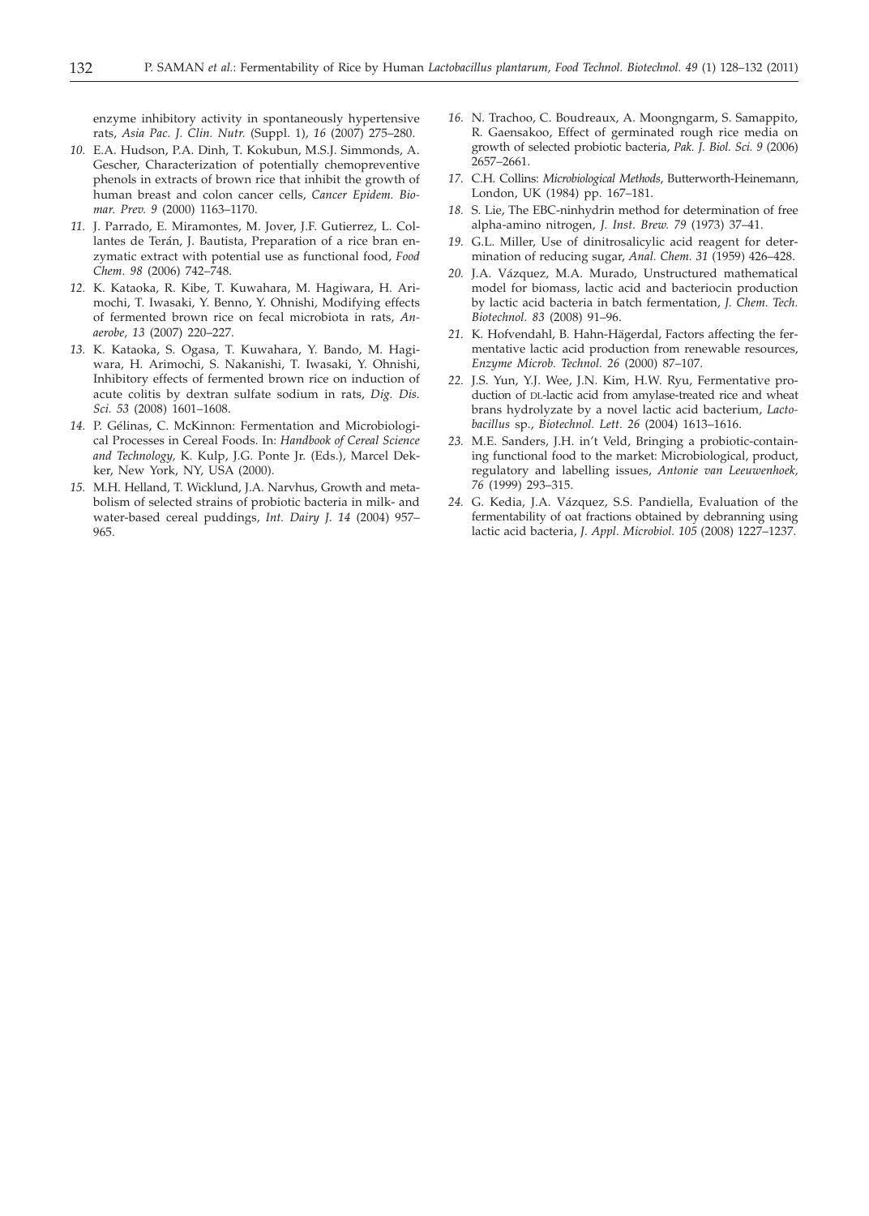enzyme inhibitory activity in spontaneously hypertensive rats, *Asia Pac. J. Clin. Nutr.* (Suppl. 1), *16* (2007) 275–280.

10. E.A. Hudson, P.A. Dinh, T. Kokubun, M.S.J. Simmonds, A. Gescher, Characterization of potentially chemopreventive phenols in extracts of brown rice that inhibit the growth of human breast and colon cancer cells, *Cancer Epidem. Biomar. Prev. 9* (2000) 1163–1170.
11. J. Parrado, E. Miramontes, M. Jover, J.F. Gutierrez, L. Collantes de Terán, J. Bautista, Preparation of a rice bran enzymatic extract with potential use as functional food, *Food Chem. 98* (2006) 742–748.
12. K. Kataoka, R. Kibe, T. Kuwahara, M. Hagiwara, H. Arimochi, T. Iwasaki, Y. Benno, Y. Ohnishi, Modifying effects of fermented brown rice on fecal microbiota in rats, *Anaerobe, 13* (2007) 220–227.
13. K. Kataoka, S. Ogasa, T. Kuwahara, Y. Bando, M. Hagiwara, H. Arimochi, S. Nakanishi, T. Iwasaki, Y. Ohnishi, Inhibitory effects of fermented brown rice on induction of acute colitis by dextran sulfate sodium in rats, *Dig. Dis. Sci. 53* (2008) 1601–1608.
14. P. Gélinas, C. McKinnon: Fermentation and Microbiological Processes in Cereal Foods. In: *Handbook of Cereal Science and Technology*, K. Kulp, J.G. Ponte Jr. (Eds.), Marcel Dekker, New York, NY, USA (2000).
15. M.H. Helland, T. Wicklund, J.A. Narvhus, Growth and metabolism of selected strains of probiotic bacteria in milk- and water-based cereal puddings, *Int. Dairy J. 14* (2004) 957–965.
16. N. Trachoo, C. Boudreaux, A. Moongngarm, S. Samappito, R. Gaensakoo, Effect of germinated rough rice media on growth of selected probiotic bacteria, *Pak. J. Biol. Sci. 9* (2006) 2657–2661.
17. C.H. Collins: *Microbiological Methods*, Butterworth-Heinemann, London, UK (1984) pp. 167–181.
18. S. Lie, The EBC-ninhydrin method for determination of free alpha-amino nitrogen, *J. Inst. Brew. 79* (1973) 37–41.
19. G.L. Miller, Use of dinitrosalicylic acid reagent for determination of reducing sugar, *Anal. Chem. 31* (1959) 426–428.
20. J.A. Vázquez, M.A. Murado, Unstructured mathematical model for biomass, lactic acid and bacteriocin production by lactic acid bacteria in batch fermentation, *J. Chem. Tech. Biotechnol. 83* (2008) 91–96.
21. K. Hofvendahl, B. Hahn-Hägerdal, Factors affecting the fermentative lactic acid production from renewable resources, *Enzyme Microb. Technol. 26* (2000) 87–107.
22. J.S. Yun, Y.J. Wee, J.N. Kim, H.W. Ryu, Fermentative production of DL-lactic acid from amylase-treated rice and wheat brans hydrolyzate by a novel lactic acid bacterium, *Lactobacillus* sp., *Biotechnol. Lett. 26* (2004) 1613–1616.
23. M.E. Sanders, J.H. in't Veld, Bringing a probiotic-containing functional food to the market: Microbiological, product, regulatory and labelling issues, *Antonie van Leeuwenhoek, 76* (1999) 293–315.
24. G. Kedia, J.A. Vázquez, S.S. Pandiella, Evaluation of the fermentability of oat fractions obtained by debranning using lactic acid bacteria, *J. Appl. Microbiol. 105* (2008) 1227–1237.